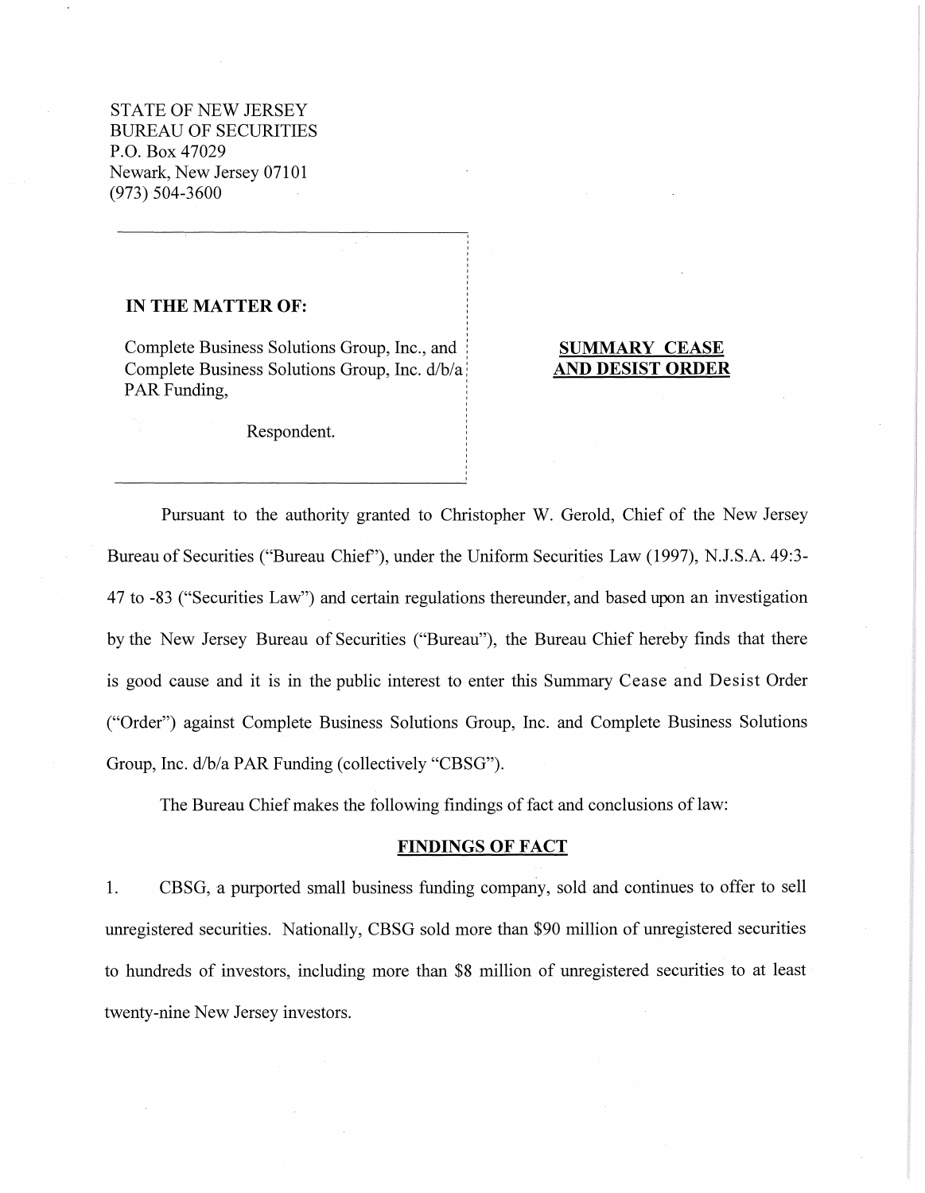STATE OF NEW JERSEY
BUREAU OF SECURITIES
P.O. Box 47029
Newark, New Jersey 07101
(973) 504-3600

**IN THE MATTER OF:**

Complete Business Solutions Group, Inc., and Complete Business Solutions Group, Inc. d/b/a PAR Funding,

Respondent.

**SUMMARY CEASE AND DESIST ORDER**

Pursuant to the authority granted to Christopher W. Gerold, Chief of the New Jersey Bureau of Securities ("Bureau Chief"), under the Uniform Securities Law (1997), N.J.S.A. 49:3-47 to -83 ("Securities Law") and certain regulations thereunder, and based upon an investigation by the New Jersey Bureau of Securities ("Bureau"), the Bureau Chief hereby finds that there is good cause and it is in the public interest to enter this Summary Cease and Desist Order ("Order") against Complete Business Solutions Group, Inc. and Complete Business Solutions Group, Inc. d/b/a PAR Funding (collectively "CBSG").

The Bureau Chief makes the following findings of fact and conclusions of law:

**FINDINGS OF FACT**

1. CBSG, a purported small business funding company, sold and continues to offer to sell unregistered securities. Nationally, CBSG sold more than $90 million of unregistered securities to hundreds of investors, including more than $8 million of unregistered securities to at least twenty-nine New Jersey investors.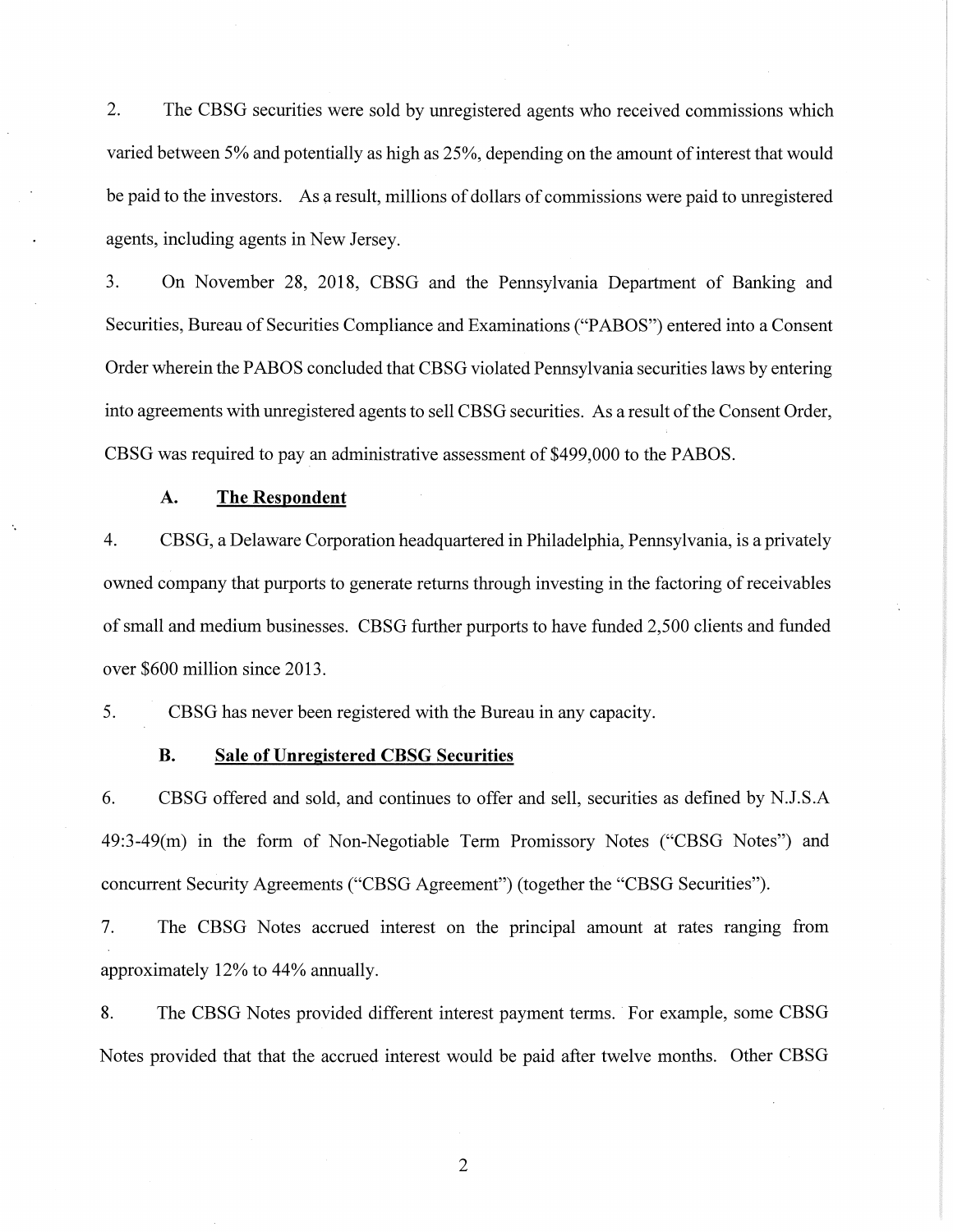2. The CBSG securities were sold by unregistered agents who received commissions which varied between 5% and potentially as high as 25%, depending on the amount of interest that would be paid to the investors. As a result, millions of dollars of commissions were paid to unregistered agents, including agents in New Jersey.

3. On November 28, 2018, CBSG and the Pennsylvania Department of Banking and Securities, Bureau of Securities Compliance and Examinations ("PABOS") entered into a Consent Order wherein the PABOS concluded that CBSG violated Pennsylvania securities laws by entering into agreements with unregistered agents to sell CBSG securities. As a result of the Consent Order, CBSG was required to pay an administrative assessment of $499,000 to the PABOS.

### A. <u>The Respondent</u>

4. CBSG, a Delaware Corporation headquartered in Philadelphia, Pennsylvania, is a privately owned company that purports to generate returns through investing in the factoring of receivables of small and medium businesses. CBSG further purports to have funded 2,500 clients and funded over $600 million since 2013.

5. CBSG has never been registered with the Bureau in any capacity.

### B. <u>Sale of Unregistered CBSG Securities</u>

6. CBSG offered and sold, and continues to offer and sell, securities as defined by N.J.S.A 49:3-49(m) in the form of Non-Negotiable Term Promissory Notes ("CBSG Notes") and concurrent Security Agreements ("CBSG Agreement") (together the "CBSG Securities").

7. The CBSG Notes accrued interest on the principal amount at rates ranging from approximately 12% to 44% annually.

8. The CBSG Notes provided different interest payment terms. For example, some CBSG Notes provided that that the accrued interest would be paid after twelve months. Other CBSG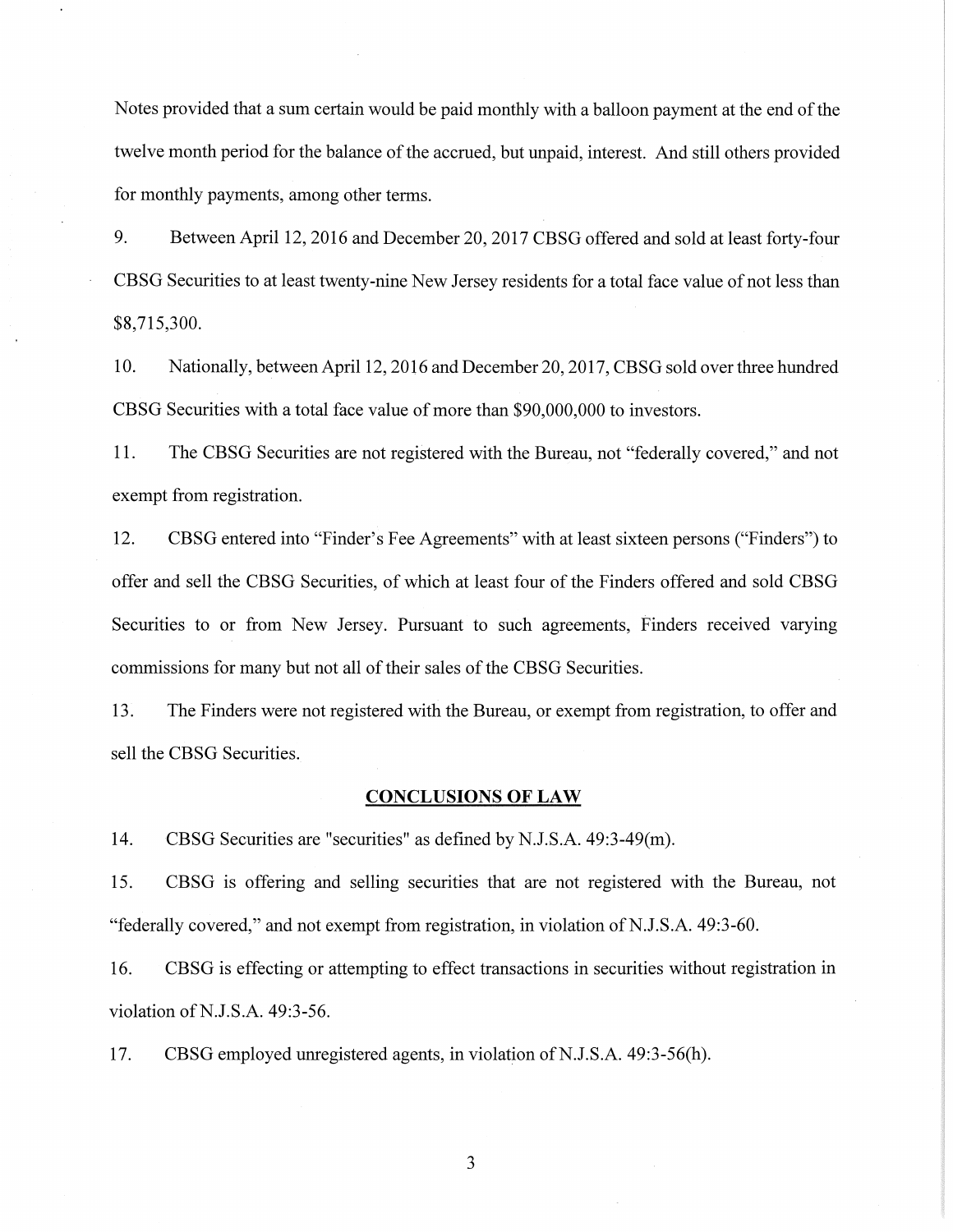Notes provided that a sum certain would be paid monthly with a balloon payment at the end of the twelve month period for the balance of the accrued, but unpaid, interest. And still others provided for monthly payments, among other terms.

9. Between April 12, 2016 and December 20, 2017 CBSG offered and sold at least forty-four CBSG Securities to at least twenty-nine New Jersey residents for a total face value of not less than $8,715,300.

10. Nationally, between April 12, 2016 and December 20, 2017, CBSG sold over three hundred CBSG Securities with a total face value of more than $90,000,000 to investors.

11. The CBSG Securities are not registered with the Bureau, not "federally covered," and not exempt from registration.

12. CBSG entered into "Finder's Fee Agreements" with at least sixteen persons ("Finders") to offer and sell the CBSG Securities, of which at least four of the Finders offered and sold CBSG Securities to or from New Jersey. Pursuant to such agreements, Finders received varying commissions for many but not all of their sales of the CBSG Securities.

13. The Finders were not registered with the Bureau, or exempt from registration, to offer and sell the CBSG Securities.

## CONCLUSIONS OF LAW

14. CBSG Securities are "securities" as defined by N.J.S.A. 49:3-49(m).

15. CBSG is offering and selling securities that are not registered with the Bureau, not "federally covered," and not exempt from registration, in violation of N.J.S.A. 49:3-60.

16. CBSG is effecting or attempting to effect transactions in securities without registration in violation of N.J.S.A. 49:3-56.

17. CBSG employed unregistered agents, in violation of N.J.S.A. 49:3-56(h).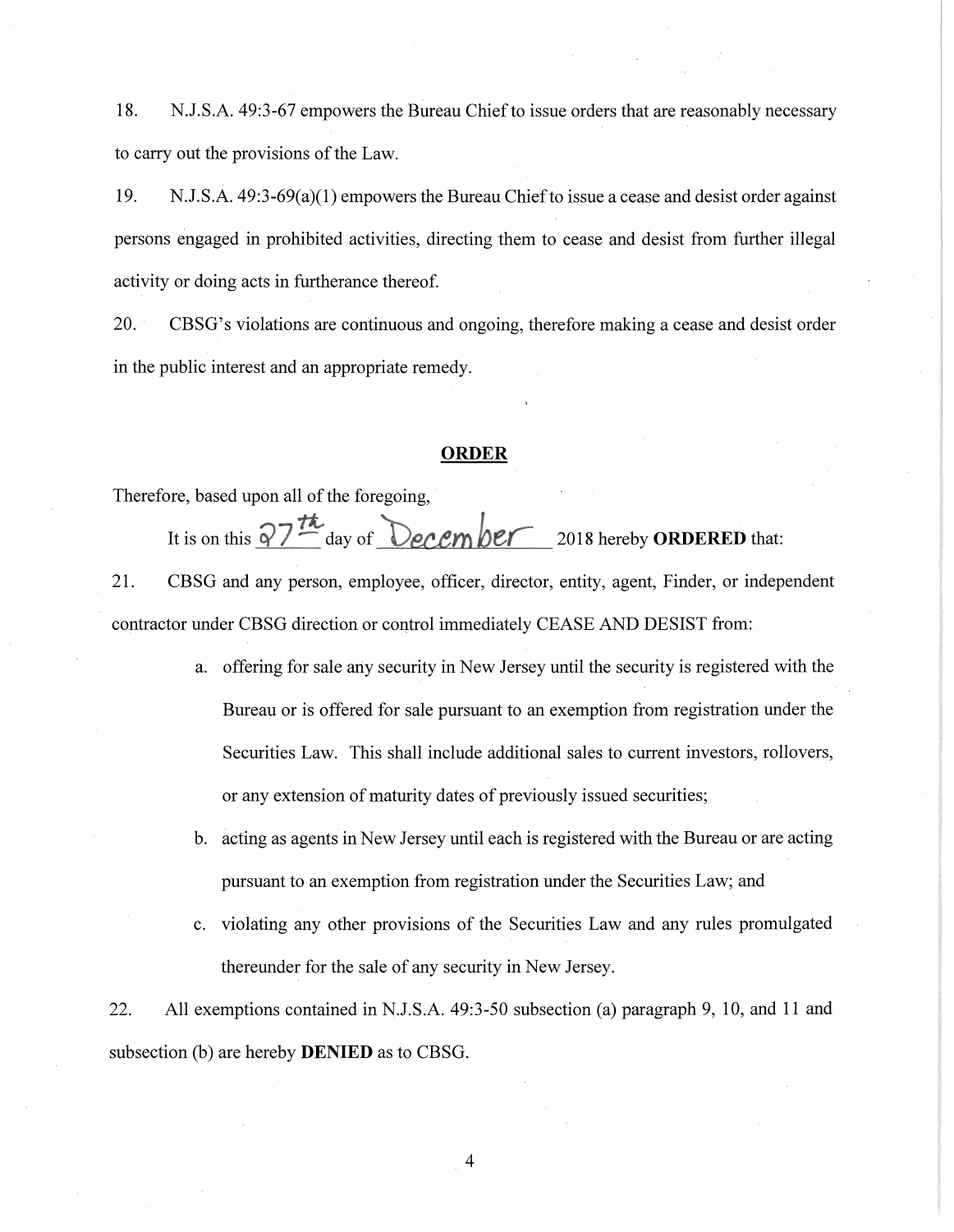18. N.J.S.A. 49:3-67 empowers the Bureau Chief to issue orders that are reasonably necessary to carry out the provisions of the Law.

19. N.J.S.A. 49:3-69(a)(1) empowers the Bureau Chief to issue a cease and desist order against persons engaged in prohibited activities, directing them to cease and desist from further illegal activity or doing acts in furtherance thereof.

20. CBSG's violations are continuous and ongoing, therefore making a cease and desist order in the public interest and an appropriate remedy.

## ORDER

Therefore, based upon all of the foregoing,

It is on this 27th day of December 2018 hereby **ORDERED** that:

21. CBSG and any person, employee, officer, director, entity, agent, Finder, or independent contractor under CBSG direction or control immediately CEASE AND DESIST from:

   a. offering for sale any security in New Jersey until the security is registered with the Bureau or is offered for sale pursuant to an exemption from registration under the Securities Law. This shall include additional sales to current investors, rollovers, or any extension of maturity dates of previously issued securities;

   b. acting as agents in New Jersey until each is registered with the Bureau or are acting pursuant to an exemption from registration under the Securities Law; and

   c. violating any other provisions of the Securities Law and any rules promulgated thereunder for the sale of any security in New Jersey.

22. All exemptions contained in N.J.S.A. 49:3-50 subsection (a) paragraph 9, 10, and 11 and subsection (b) are hereby **DENIED** as to CBSG.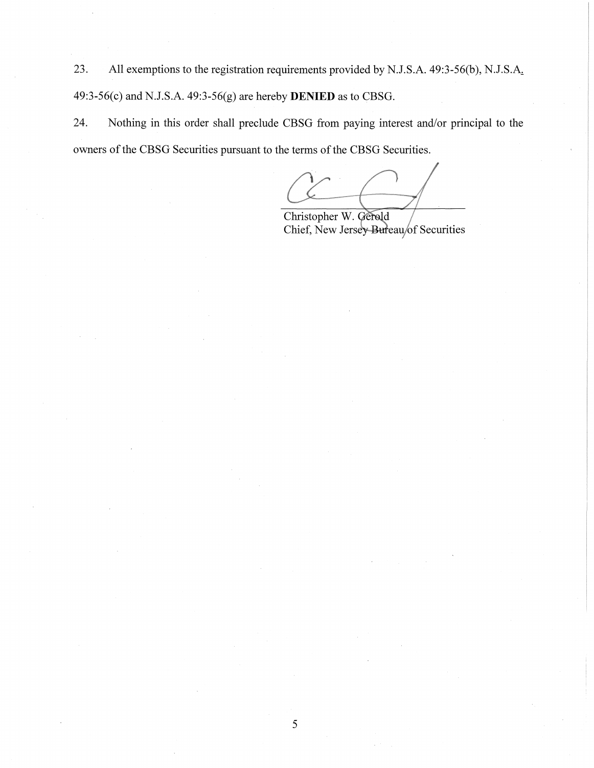23. All exemptions to the registration requirements provided by N.J.S.A. 49:3-56(b), N.J.S.A. 49:3-56(c) and N.J.S.A. 49:3-56(g) are hereby **DENIED** as to CBSG.

24. Nothing in this order shall preclude CBSG from paying interest and/or principal to the owners of the CBSG Securities pursuant to the terms of the CBSG Securities.

Christopher W. Gerold
Chief, New Jersey Bureau of Securities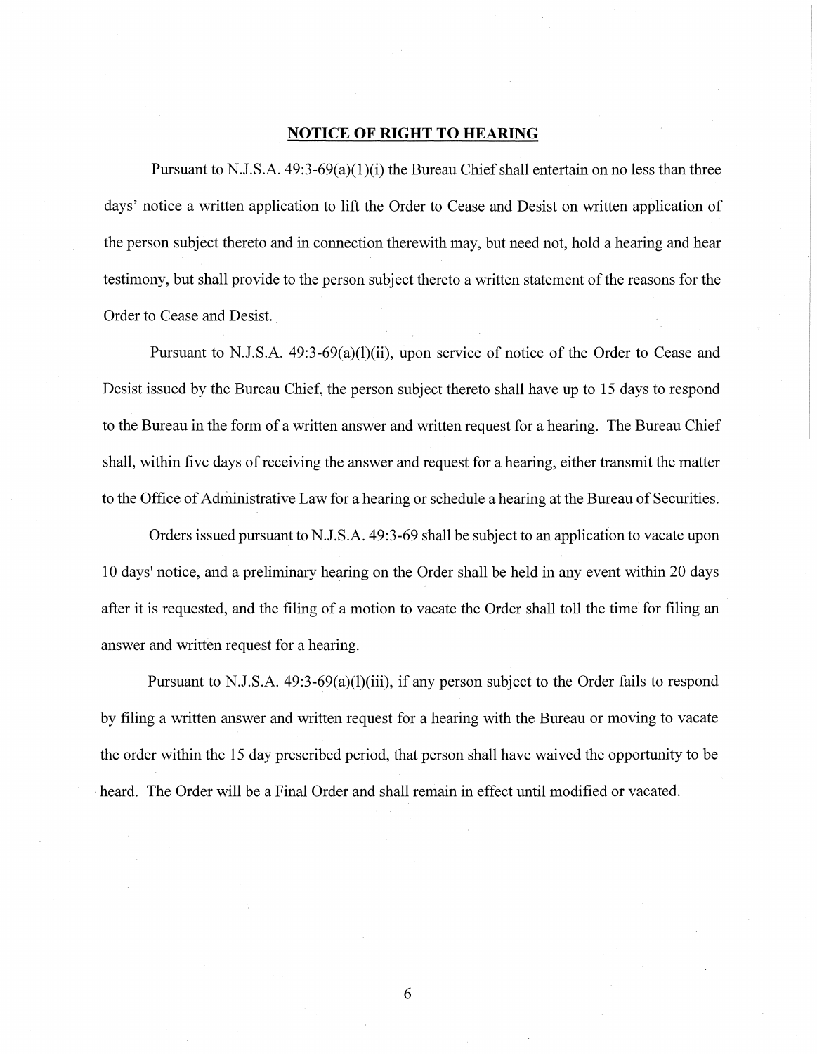## NOTICE OF RIGHT TO HEARING

Pursuant to N.J.S.A. 49:3-69(a)(1)(i) the Bureau Chief shall entertain on no less than three days' notice a written application to lift the Order to Cease and Desist on written application of the person subject thereto and in connection therewith may, but need not, hold a hearing and hear testimony, but shall provide to the person subject thereto a written statement of the reasons for the Order to Cease and Desist.

Pursuant to N.J.S.A. 49:3-69(a)(l)(ii), upon service of notice of the Order to Cease and Desist issued by the Bureau Chief, the person subject thereto shall have up to 15 days to respond to the Bureau in the form of a written answer and written request for a hearing. The Bureau Chief shall, within five days of receiving the answer and request for a hearing, either transmit the matter to the Office of Administrative Law for a hearing or schedule a hearing at the Bureau of Securities.

Orders issued pursuant to N.J.S.A. 49:3-69 shall be subject to an application to vacate upon 10 days' notice, and a preliminary hearing on the Order shall be held in any event within 20 days after it is requested, and the filing of a motion to vacate the Order shall toll the time for filing an answer and written request for a hearing.

Pursuant to N.J.S.A. 49:3-69(a)(l)(iii), if any person subject to the Order fails to respond by filing a written answer and written request for a hearing with the Bureau or moving to vacate the order within the 15 day prescribed period, that person shall have waived the opportunity to be heard. The Order will be a Final Order and shall remain in effect until modified or vacated.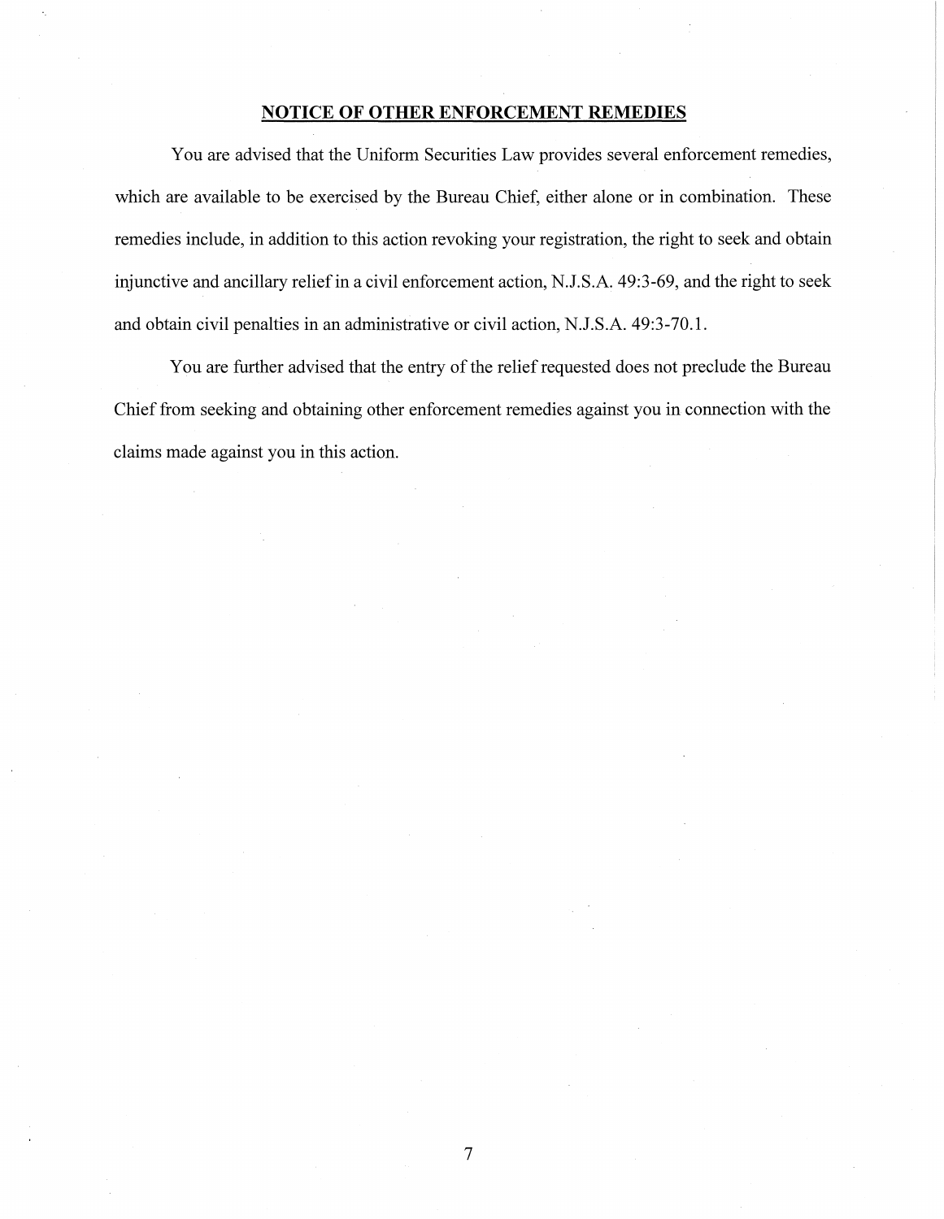## **NOTICE OF OTHER ENFORCEMENT REMEDIES**

You are advised that the Uniform Securities Law provides several enforcement remedies, which are available to be exercised by the Bureau Chief, either alone or in combination. These remedies include, in addition to this action revoking your registration, the right to seek and obtain injunctive and ancillary relief in a civil enforcement action, N.J.S.A. 49:3-69, and the right to seek and obtain civil penalties in an administrative or civil action, N.J.S.A. 49:3-70.1.

You are further advised that the entry of the relief requested does not preclude the Bureau Chief from seeking and obtaining other enforcement remedies against you in connection with the claims made against you in this action.